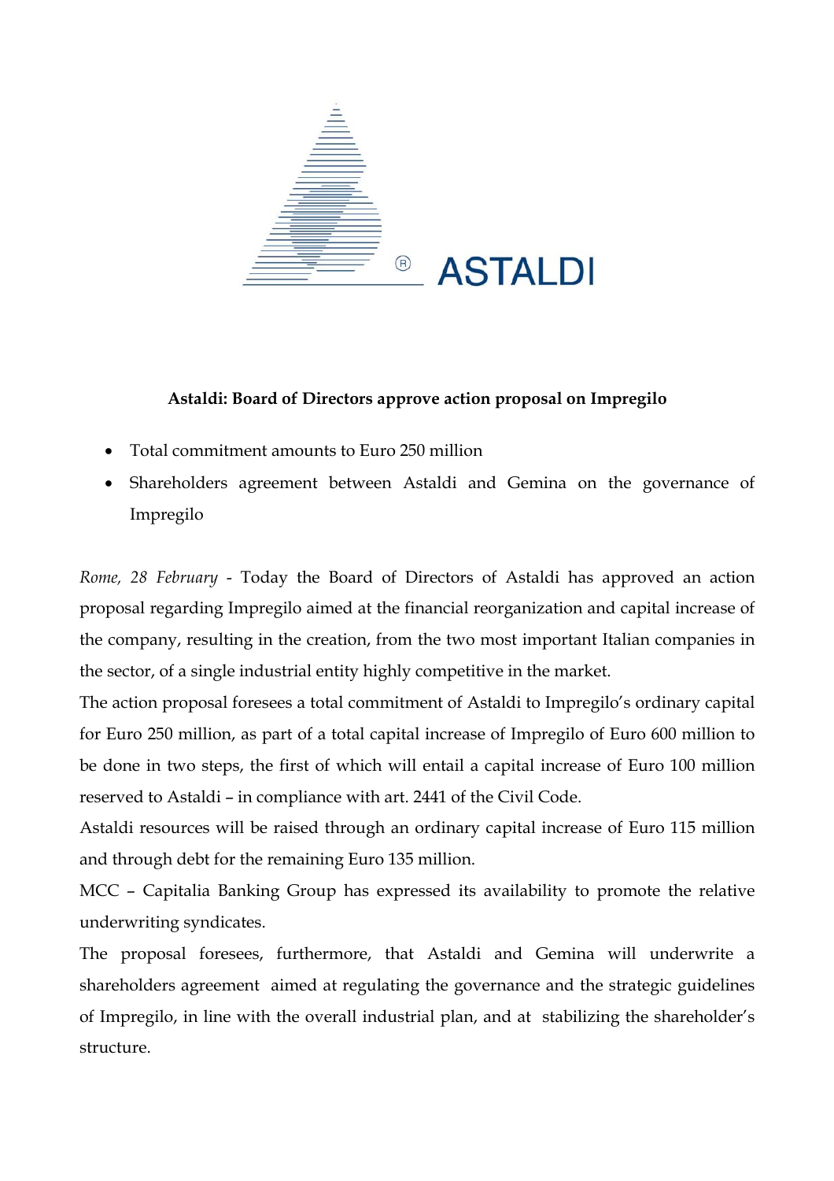ASTALDI

**Astaldi: Board of Directors approve action proposal on Impregilo**

- Total commitment amounts to Euro 250 million
- Shareholders agreement between Astaldi and Gemina on the governance of Impregilo

*Rome, 28 February* - Today the Board of Directors of Astaldi has approved an action proposal regarding Impregilo aimed at the financial reorganization and capital increase of the company, resulting in the creation, from the two most important Italian companies in the sector, of a single industrial entity highly competitive in the market.

The action proposal foresees a total commitment of Astaldi to Impregilo's ordinary capital for Euro 250 million, as part of a total capital increase of Impregilo of Euro 600 million to be done in two steps, the first of which will entail a capital increase of Euro 100 million reserved to Astaldi – in compliance with art. 2441 of the Civil Code.

Astaldi resources will be raised through an ordinary capital increase of Euro 115 million and through debt for the remaining Euro 135 million.

MCC – Capitalia Banking Group has expressed its availability to promote the relative underwriting syndicates.

The proposal foresees, furthermore, that Astaldi and Gemina will underwrite a shareholders agreement aimed at regulating the governance and the strategic guidelines of Impregilo, in line with the overall industrial plan, and at stabilizing the shareholder's structure.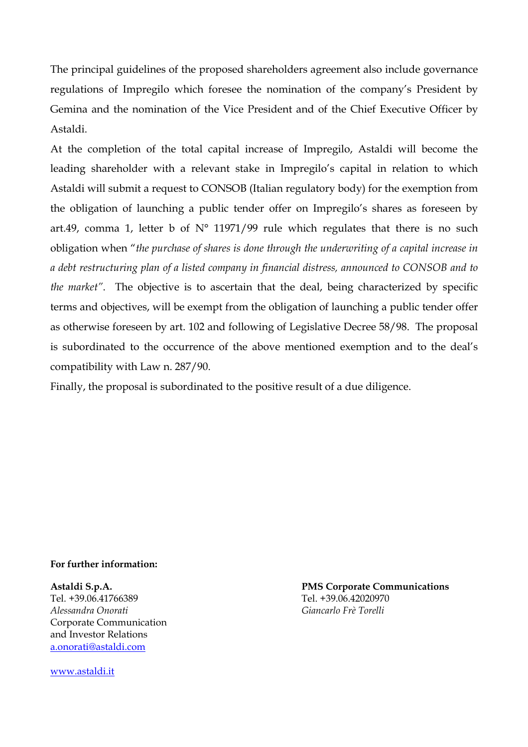The principal guidelines of the proposed shareholders agreement also include governance regulations of Impregilo which foresee the nomination of the company's President by Gemina and the nomination of the Vice President and of the Chief Executive Officer by Astaldi.

At the completion of the total capital increase of Impregilo, Astaldi will become the leading shareholder with a relevant stake in Impregilo's capital in relation to which Astaldi will submit a request to CONSOB (Italian regulatory body) for the exemption from the obligation of launching a public tender offer on Impregilo's shares as foreseen by art.49, comma 1, letter b of N° 11971/99 rule which regulates that there is no such obligation when "*the purchase of shares is done through the underwriting of a capital increase in a debt restructuring plan of a listed company in financial distress, announced to CONSOB and to the market*". The objective is to ascertain that the deal, being characterized by specific terms and objectives, will be exempt from the obligation of launching a public tender offer as otherwise foreseen by art. 102 and following of Legislative Decree 58/98. The proposal is subordinated to the occurrence of the above mentioned exemption and to the deal's compatibility with Law n. 287/90.

Finally, the proposal is subordinated to the positive result of a due diligence.

**For further information:**

**Astaldi S.p.A.**
Tel. +39.06.41766389
*Alessandra Onorati*
Corporate Communication
and Investor Relations
a.onorati@astaldi.com

**PMS Corporate Communications**
Tel. +39.06.42020970
*Giancarlo Frè Torelli*

www.astaldi.it